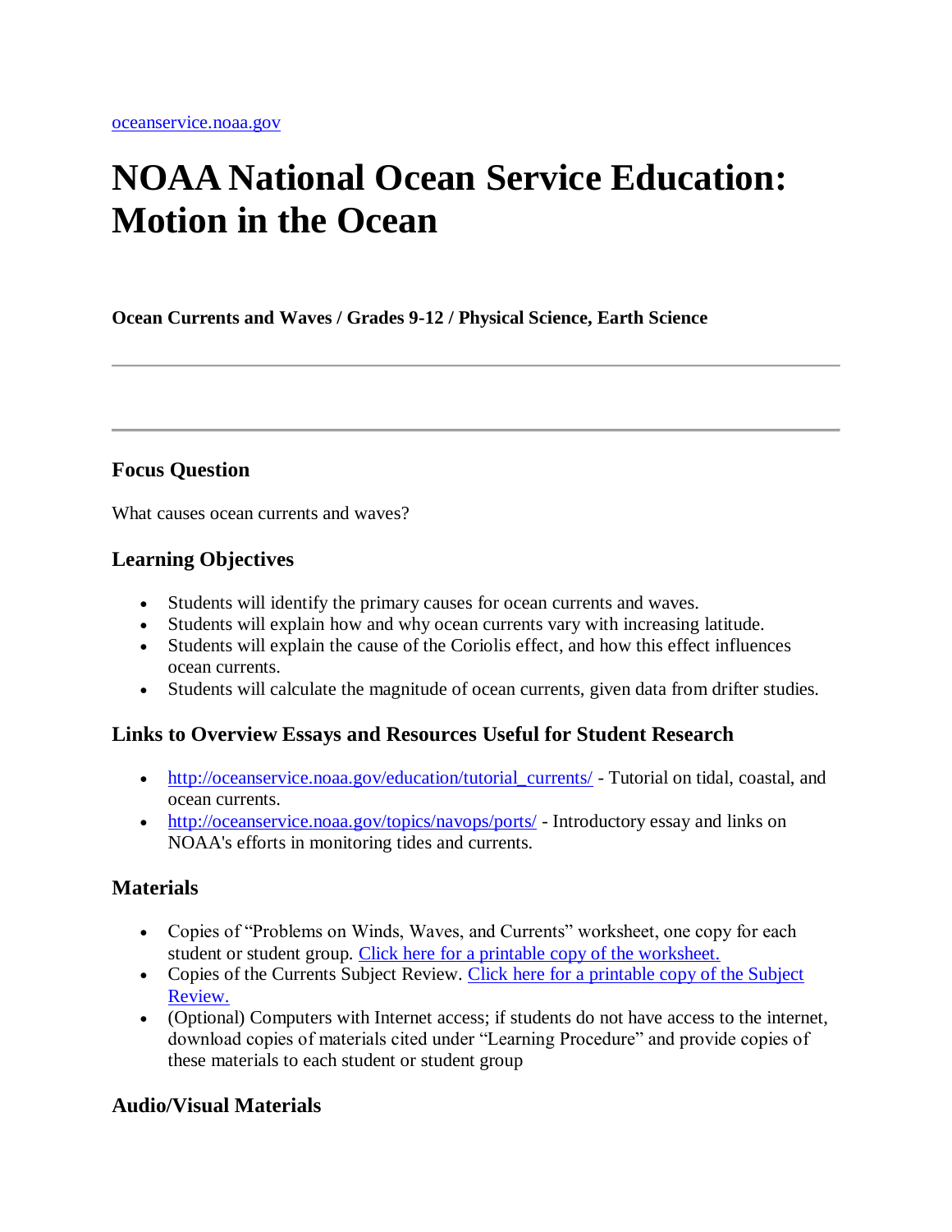[oceanservice.noaa.gov](oceanservice.noaa.gov)

# NOAA National Ocean Service Education: Motion in the Ocean

**Ocean Currents and Waves / Grades 9-12 / Physical Science, Earth Science**

---

---

### Focus Question

What causes ocean currents and waves?

### Learning Objectives

- Students will identify the primary causes for ocean currents and waves.
- Students will explain how and why ocean currents vary with increasing latitude.
- Students will explain the cause of the Coriolis effect, and how this effect influences ocean currents.
- Students will calculate the magnitude of ocean currents, given data from drifter studies.

### Links to Overview Essays and Resources Useful for Student Research

- http://oceanservice.noaa.gov/education/tutorial_currents/ - Tutorial on tidal, coastal, and ocean currents.
- http://oceanservice.noaa.gov/topics/navops/ports/ - Introductory essay and links on NOAA's efforts in monitoring tides and currents.

### Materials

- Copies of "Problems on Winds, Waves, and Currents" worksheet, one copy for each student or student group. Click here for a printable copy of the worksheet.
- Copies of the Currents Subject Review. Click here for a printable copy of the Subject Review.
- (Optional) Computers with Internet access; if students do not have access to the internet, download copies of materials cited under "Learning Procedure" and provide copies of these materials to each student or student group

### Audio/Visual Materials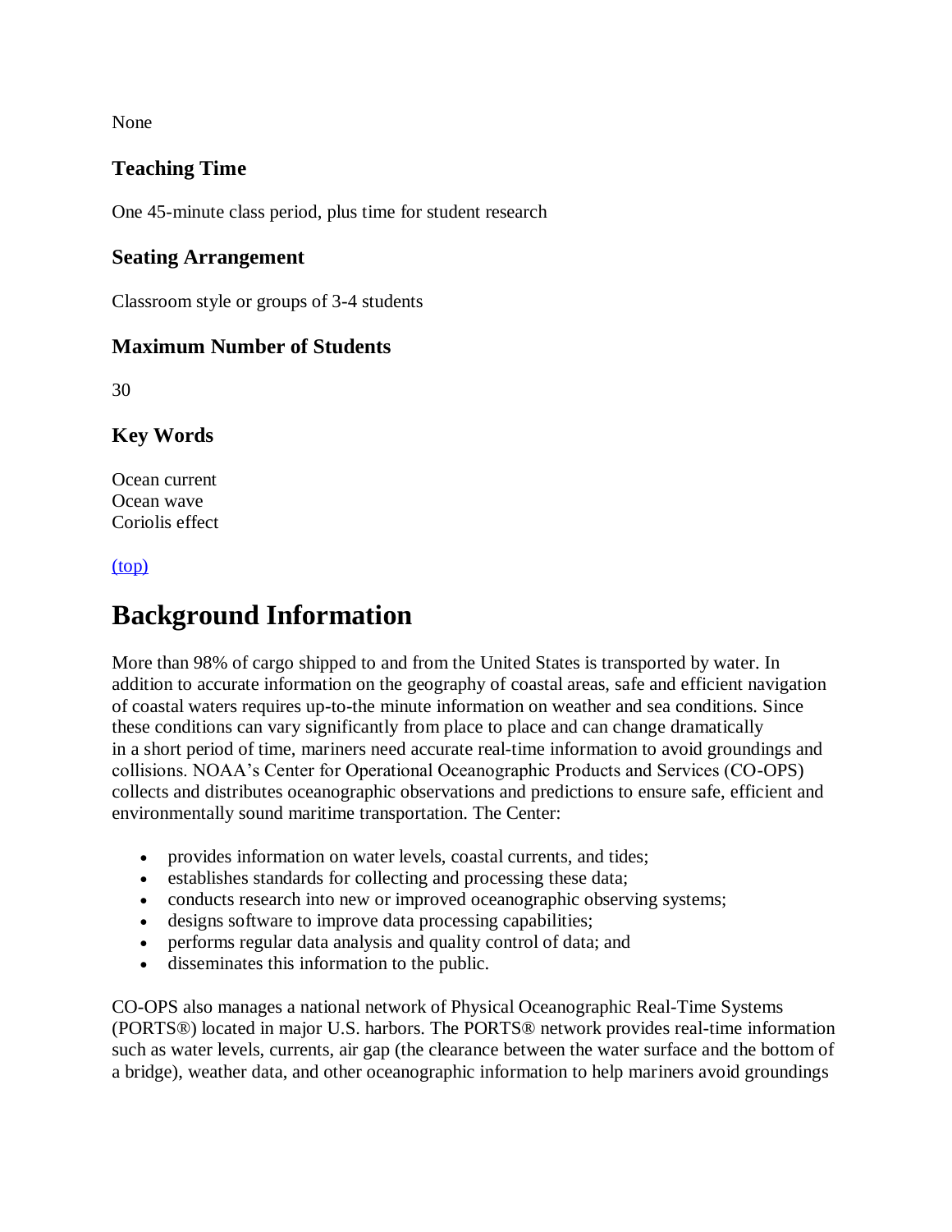None

### Teaching Time

One 45-minute class period, plus time for student research

### Seating Arrangement

Classroom style or groups of 3-4 students

### Maximum Number of Students

30

### Key Words

Ocean current
Ocean wave
Coriolis effect

(top)

# Background Information

More than 98% of cargo shipped to and from the United States is transported by water. In addition to accurate information on the geography of coastal areas, safe and efficient navigation of coastal waters requires up-to-the minute information on weather and sea conditions. Since these conditions can vary significantly from place to place and can change dramatically in a short period of time, mariners need accurate real-time information to avoid groundings and collisions. NOAA's Center for Operational Oceanographic Products and Services (CO-OPS) collects and distributes oceanographic observations and predictions to ensure safe, efficient and environmentally sound maritime transportation. The Center:

- provides information on water levels, coastal currents, and tides;
- establishes standards for collecting and processing these data;
- conducts research into new or improved oceanographic observing systems;
- designs software to improve data processing capabilities;
- performs regular data analysis and quality control of data; and
- disseminates this information to the public.

CO-OPS also manages a national network of Physical Oceanographic Real-Time Systems (PORTS®) located in major U.S. harbors. The PORTS® network provides real-time information such as water levels, currents, air gap (the clearance between the water surface and the bottom of a bridge), weather data, and other oceanographic information to help mariners avoid groundings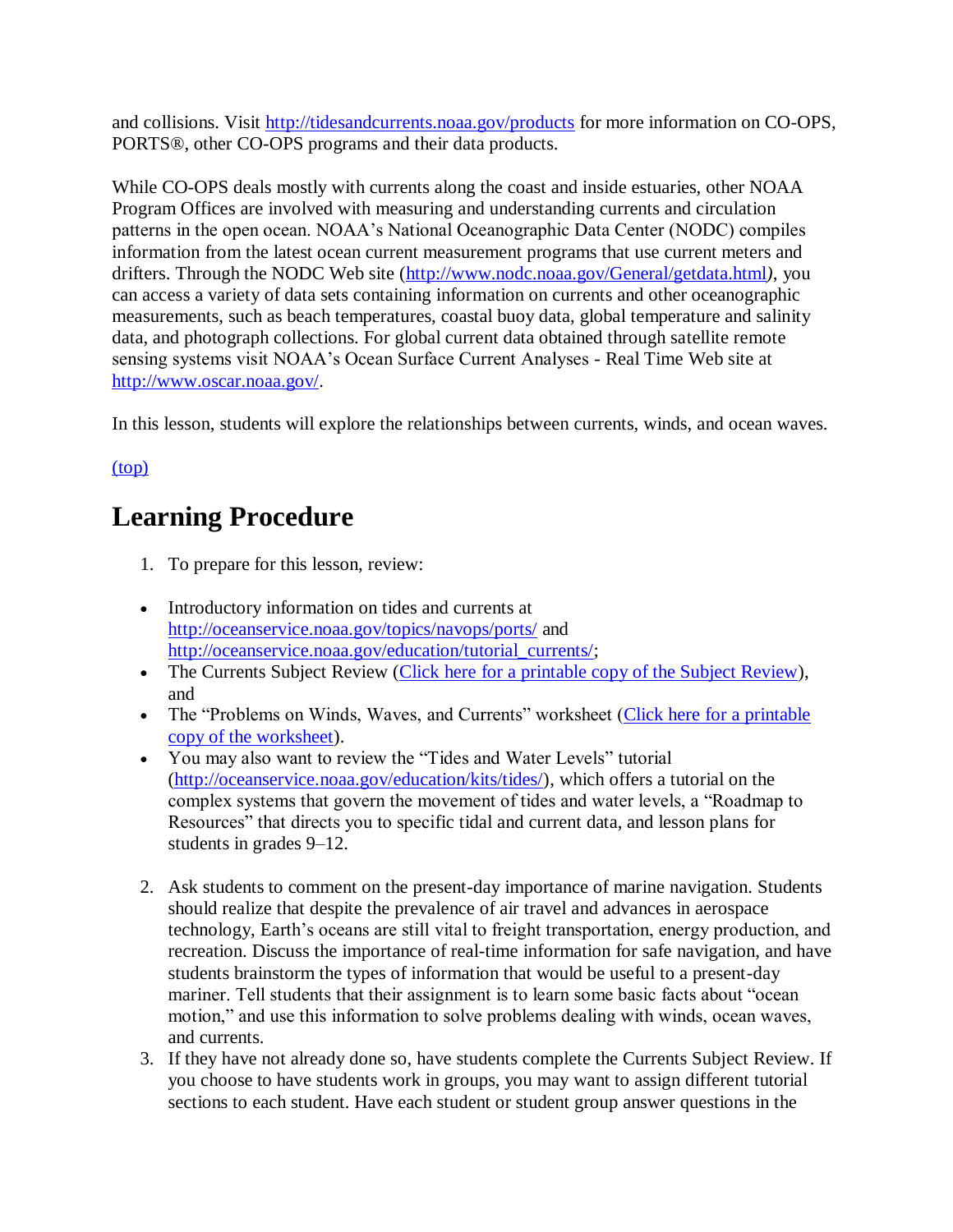and collisions. Visit [http://tidesandcurrents.noaa.gov/products](http://tidesandcurrents.noaa.gov/products) for more information on CO-OPS, PORTS®, other CO-OPS programs and their data products.

While CO-OPS deals mostly with currents along the coast and inside estuaries, other NOAA Program Offices are involved with measuring and understanding currents and circulation patterns in the open ocean. NOAA's National Oceanographic Data Center (NODC) compiles information from the latest ocean current measurement programs that use current meters and drifters. Through the NODC Web site ([http://www.nodc.noaa.gov/General/getdata.html](http://www.nodc.noaa.gov/General/getdata.html)), you can access a variety of data sets containing information on currents and other oceanographic measurements, such as beach temperatures, coastal buoy data, global temperature and salinity data, and photograph collections. For global current data obtained through satellite remote sensing systems visit NOAA's Ocean Surface Current Analyses - Real Time Web site at [http://www.oscar.noaa.gov/](http://www.oscar.noaa.gov/).

In this lesson, students will explore the relationships between currents, winds, and ocean waves.

(top)

## Learning Procedure

1. To prepare for this lesson, review:

- Introductory information on tides and currents at [http://oceanservice.noaa.gov/topics/navops/ports/](http://oceanservice.noaa.gov/topics/navops/ports/) and [http://oceanservice.noaa.gov/education/tutorial_currents/](http://oceanservice.noaa.gov/education/tutorial_currents/);
- The Currents Subject Review (Click here for a printable copy of the Subject Review), and
- The "Problems on Winds, Waves, and Currents" worksheet (Click here for a printable copy of the worksheet).
- You may also want to review the "Tides and Water Levels" tutorial ([http://oceanservice.noaa.gov/education/kits/tides/](http://oceanservice.noaa.gov/education/kits/tides/)), which offers a tutorial on the complex systems that govern the movement of tides and water levels, a "Roadmap to Resources" that directs you to specific tidal and current data, and lesson plans for students in grades 9–12.

2. Ask students to comment on the present-day importance of marine navigation. Students should realize that despite the prevalence of air travel and advances in aerospace technology, Earth's oceans are still vital to freight transportation, energy production, and recreation. Discuss the importance of real-time information for safe navigation, and have students brainstorm the types of information that would be useful to a present-day mariner. Tell students that their assignment is to learn some basic facts about "ocean motion," and use this information to solve problems dealing with winds, ocean waves, and currents.
3. If they have not already done so, have students complete the Currents Subject Review. If you choose to have students work in groups, you may want to assign different tutorial sections to each student. Have each student or student group answer questions in the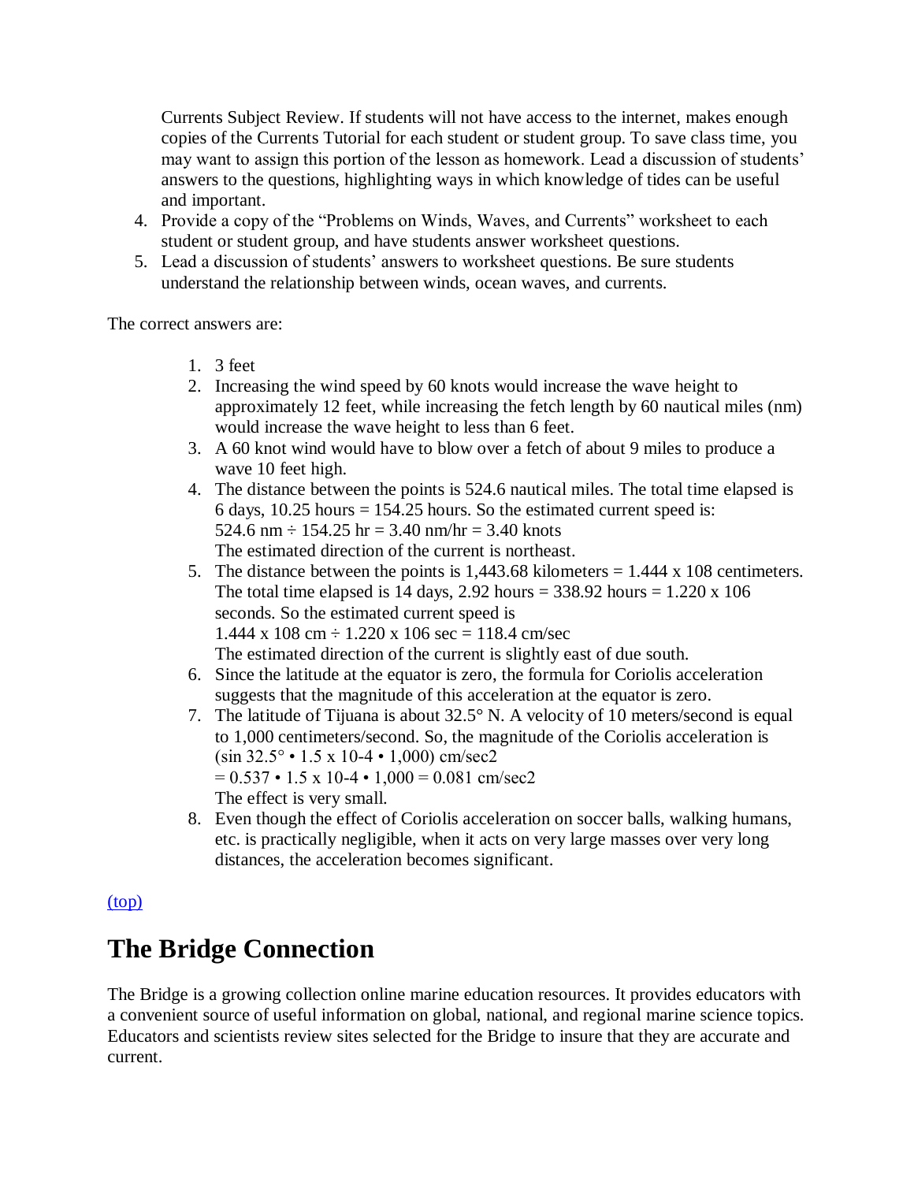Currents Subject Review. If students will not have access to the internet, makes enough copies of the Currents Tutorial for each student or student group. To save class time, you may want to assign this portion of the lesson as homework. Lead a discussion of students' answers to the questions, highlighting ways in which knowledge of tides can be useful and important.

4. Provide a copy of the "Problems on Winds, Waves, and Currents" worksheet to each student or student group, and have students answer worksheet questions.
5. Lead a discussion of students' answers to worksheet questions. Be sure students understand the relationship between winds, ocean waves, and currents.

The correct answers are:

1. 3 feet
2. Increasing the wind speed by 60 knots would increase the wave height to approximately 12 feet, while increasing the fetch length by 60 nautical miles (nm) would increase the wave height to less than 6 feet.
3. A 60 knot wind would have to blow over a fetch of about 9 miles to produce a wave 10 feet high.
4. The distance between the points is 524.6 nautical miles. The total time elapsed is 6 days, 10.25 hours = 154.25 hours. So the estimated current speed is:
   524.6 nm ÷ 154.25 hr = 3.40 nm/hr = 3.40 knots
   The estimated direction of the current is northeast.
5. The distance between the points is 1,443.68 kilometers = $1.444 \times 10^8$ centimeters. The total time elapsed is 14 days, 2.92 hours = 338.92 hours = $1.220 \times 10^6$ seconds. So the estimated current speed is
   $1.444 \times 10^8$ cm ÷ $1.220 \times 10^6$ sec = 118.4 cm/sec
   The estimated direction of the current is slightly east of due south.
6. Since the latitude at the equator is zero, the formula for Coriolis acceleration suggests that the magnitude of this acceleration at the equator is zero.
7. The latitude of Tijuana is about 32.5° N. A velocity of 10 meters/second is equal to 1,000 centimeters/second. So, the magnitude of the Coriolis acceleration is
   $(\sin 32.5° \cdot 1.5 \times 10^{-4} \cdot 1{,}000)$ cm/sec$^2$
   $= 0.537 \cdot 1.5 \times 10^{-4} \cdot 1{,}000 = 0.081$ cm/sec$^2$
   The effect is very small.
8. Even though the effect of Coriolis acceleration on soccer balls, walking humans, etc. is practically negligible, when it acts on very large masses over very long distances, the acceleration becomes significant.

(top)

# The Bridge Connection

The Bridge is a growing collection online marine education resources. It provides educators with a convenient source of useful information on global, national, and regional marine science topics. Educators and scientists review sites selected for the Bridge to insure that they are accurate and current.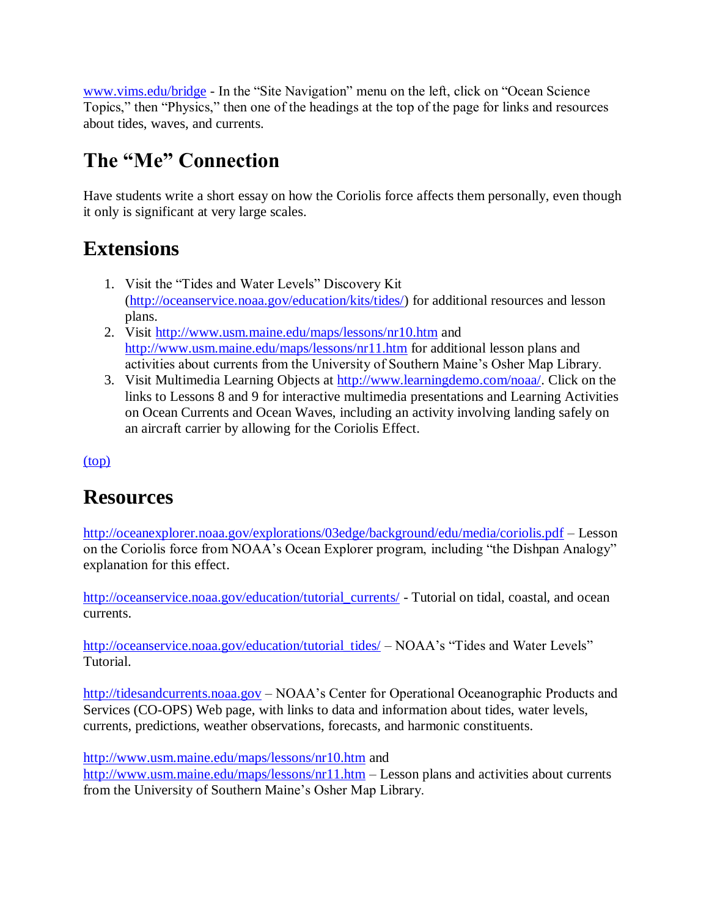www.vims.edu/bridge - In the “Site Navigation” menu on the left, click on “Ocean Science Topics,” then “Physics,” then one of the headings at the top of the page for links and resources about tides, waves, and currents.

## The “Me” Connection

Have students write a short essay on how the Coriolis force affects them personally, even though it only is significant at very large scales.

## Extensions

1. Visit the “Tides and Water Levels” Discovery Kit (http://oceanservice.noaa.gov/education/kits/tides/) for additional resources and lesson plans.
2. Visit http://www.usm.maine.edu/maps/lessons/nr10.htm and http://www.usm.maine.edu/maps/lessons/nr11.htm for additional lesson plans and activities about currents from the University of Southern Maine’s Osher Map Library.
3. Visit Multimedia Learning Objects at http://www.learningdemo.com/noaa/. Click on the links to Lessons 8 and 9 for interactive multimedia presentations and Learning Activities on Ocean Currents and Ocean Waves, including an activity involving landing safely on an aircraft carrier by allowing for the Coriolis Effect.

(top)

## Resources

http://oceanexplorer.noaa.gov/explorations/03edge/background/edu/media/coriolis.pdf – Lesson on the Coriolis force from NOAA’s Ocean Explorer program, including “the Dishpan Analogy” explanation for this effect.

http://oceanservice.noaa.gov/education/tutorial_currents/ - Tutorial on tidal, coastal, and ocean currents.

http://oceanservice.noaa.gov/education/tutorial_tides/ – NOAA’s “Tides and Water Levels” Tutorial.

http://tidesandcurrents.noaa.gov – NOAA’s Center for Operational Oceanographic Products and Services (CO-OPS) Web page, with links to data and information about tides, water levels, currents, predictions, weather observations, forecasts, and harmonic constituents.

http://www.usm.maine.edu/maps/lessons/nr10.htm and http://www.usm.maine.edu/maps/lessons/nr11.htm – Lesson plans and activities about currents from the University of Southern Maine’s Osher Map Library.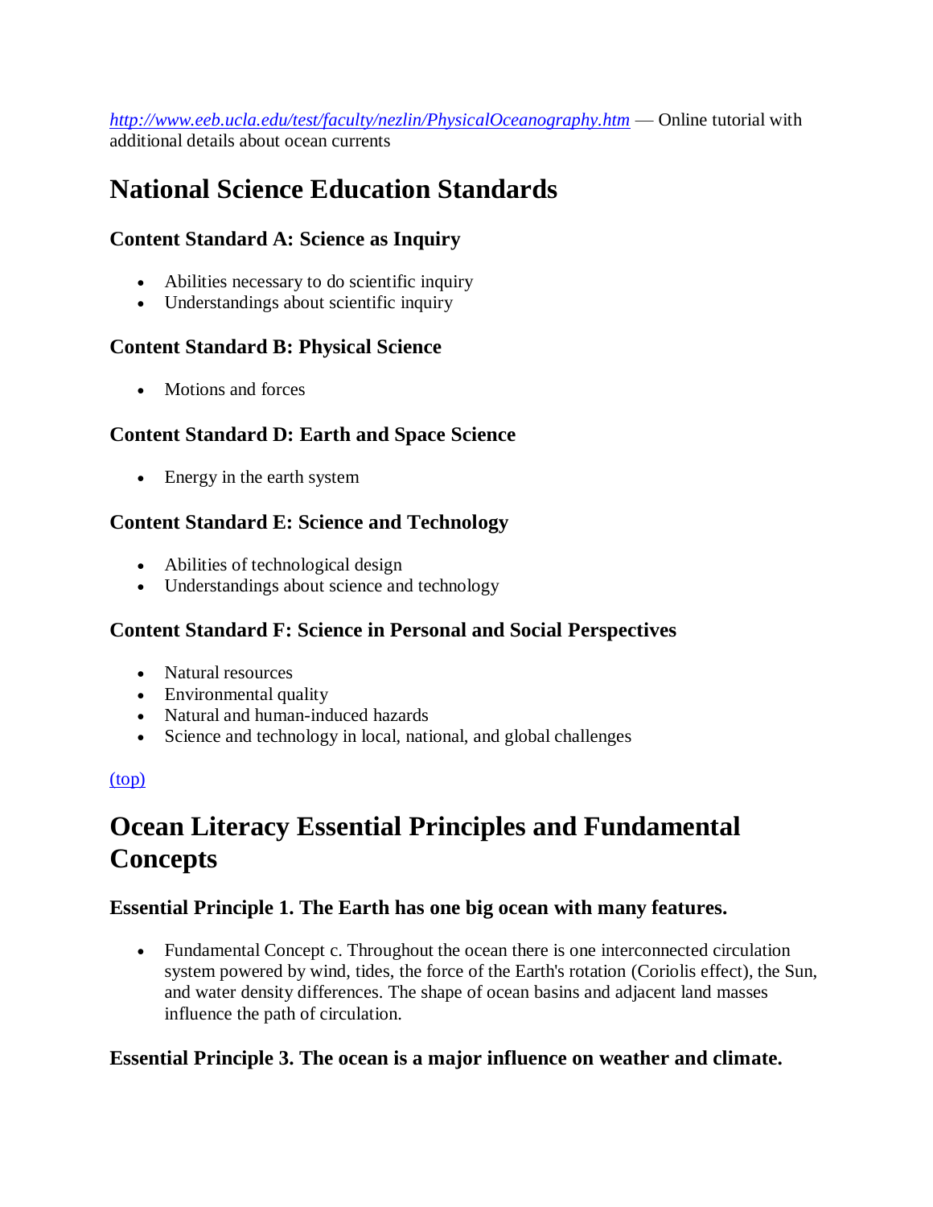[http://www.eeb.ucla.edu/test/faculty/nezlin/PhysicalOceanography.htm](http://www.eeb.ucla.edu/test/faculty/nezlin/PhysicalOceanography.htm) — Online tutorial with additional details about ocean currents

## National Science Education Standards

### Content Standard A: Science as Inquiry

- Abilities necessary to do scientific inquiry
- Understandings about scientific inquiry

### Content Standard B: Physical Science

- Motions and forces

### Content Standard D: Earth and Space Science

- Energy in the earth system

### Content Standard E: Science and Technology

- Abilities of technological design
- Understandings about science and technology

### Content Standard F: Science in Personal and Social Perspectives

- Natural resources
- Environmental quality
- Natural and human-induced hazards
- Science and technology in local, national, and global challenges

(top)

## Ocean Literacy Essential Principles and Fundamental Concepts

### Essential Principle 1. The Earth has one big ocean with many features.

- Fundamental Concept c. Throughout the ocean there is one interconnected circulation system powered by wind, tides, the force of the Earth's rotation (Coriolis effect), the Sun, and water density differences. The shape of ocean basins and adjacent land masses influence the path of circulation.

### Essential Principle 3. The ocean is a major influence on weather and climate.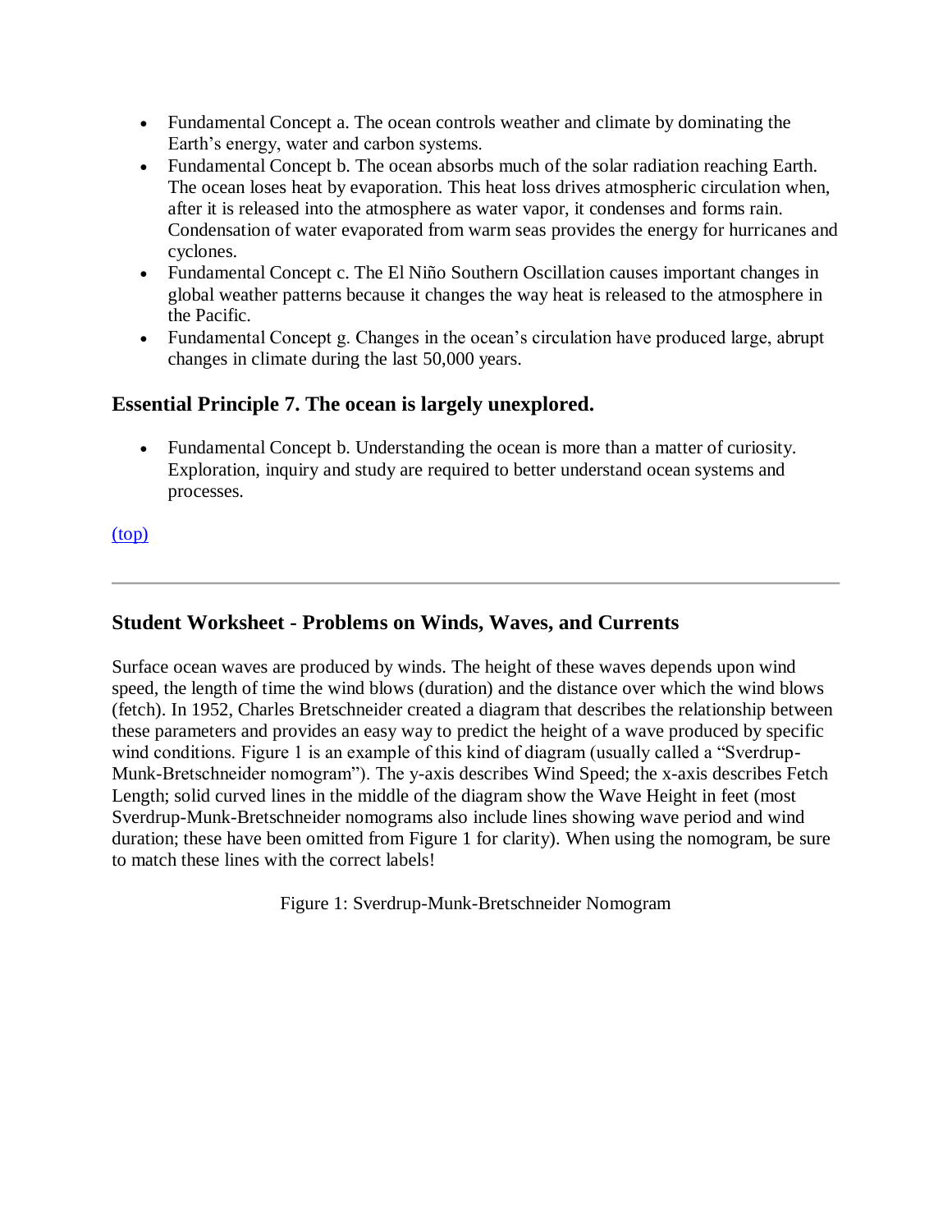- Fundamental Concept a. The ocean controls weather and climate by dominating the Earth's energy, water and carbon systems.
- Fundamental Concept b. The ocean absorbs much of the solar radiation reaching Earth. The ocean loses heat by evaporation. This heat loss drives atmospheric circulation when, after it is released into the atmosphere as water vapor, it condenses and forms rain. Condensation of water evaporated from warm seas provides the energy for hurricanes and cyclones.
- Fundamental Concept c. The El Niño Southern Oscillation causes important changes in global weather patterns because it changes the way heat is released to the atmosphere in the Pacific.
- Fundamental Concept g. Changes in the ocean's circulation have produced large, abrupt changes in climate during the last 50,000 years.

### Essential Principle 7. The ocean is largely unexplored.

- Fundamental Concept b. Understanding the ocean is more than a matter of curiosity. Exploration, inquiry and study are required to better understand ocean systems and processes.

(top)

---

### Student Worksheet - Problems on Winds, Waves, and Currents

Surface ocean waves are produced by winds. The height of these waves depends upon wind speed, the length of time the wind blows (duration) and the distance over which the wind blows (fetch). In 1952, Charles Bretschneider created a diagram that describes the relationship between these parameters and provides an easy way to predict the height of a wave produced by specific wind conditions. Figure 1 is an example of this kind of diagram (usually called a "Sverdrup-Munk-Bretschneider nomogram"). The y-axis describes Wind Speed; the x-axis describes Fetch Length; solid curved lines in the middle of the diagram show the Wave Height in feet (most Sverdrup-Munk-Bretschneider nomograms also include lines showing wave period and wind duration; these have been omitted from Figure 1 for clarity). When using the nomogram, be sure to match these lines with the correct labels!

Figure 1: Sverdrup-Munk-Bretschneider Nomogram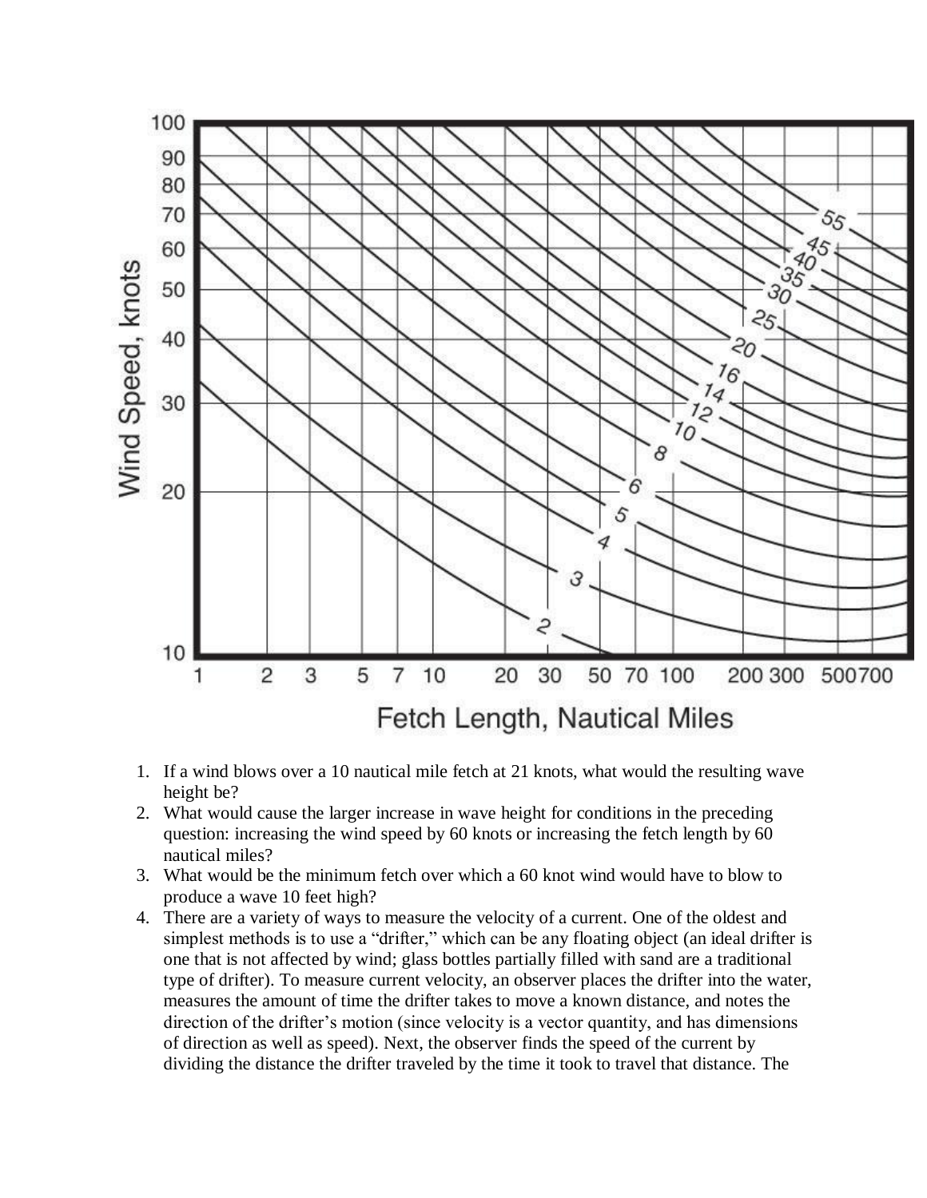1. If a wind blows over a 10 nautical mile fetch at 21 knots, what would the resulting wave height be?
2. What would cause the larger increase in wave height for conditions in the preceding question: increasing the wind speed by 60 knots or increasing the fetch length by 60 nautical miles?
3. What would be the minimum fetch over which a 60 knot wind would have to blow to produce a wave 10 feet high?
4. There are a variety of ways to measure the velocity of a current. One of the oldest and simplest methods is to use a "drifter," which can be any floating object (an ideal drifter is one that is not affected by wind; glass bottles partially filled with sand are a traditional type of drifter). To measure current velocity, an observer places the drifter into the water, measures the amount of time the drifter takes to move a known distance, and notes the direction of the drifter's motion (since velocity is a vector quantity, and has dimensions of direction as well as speed). Next, the observer finds the speed of the current by dividing the distance the drifter traveled by the time it took to travel that distance. The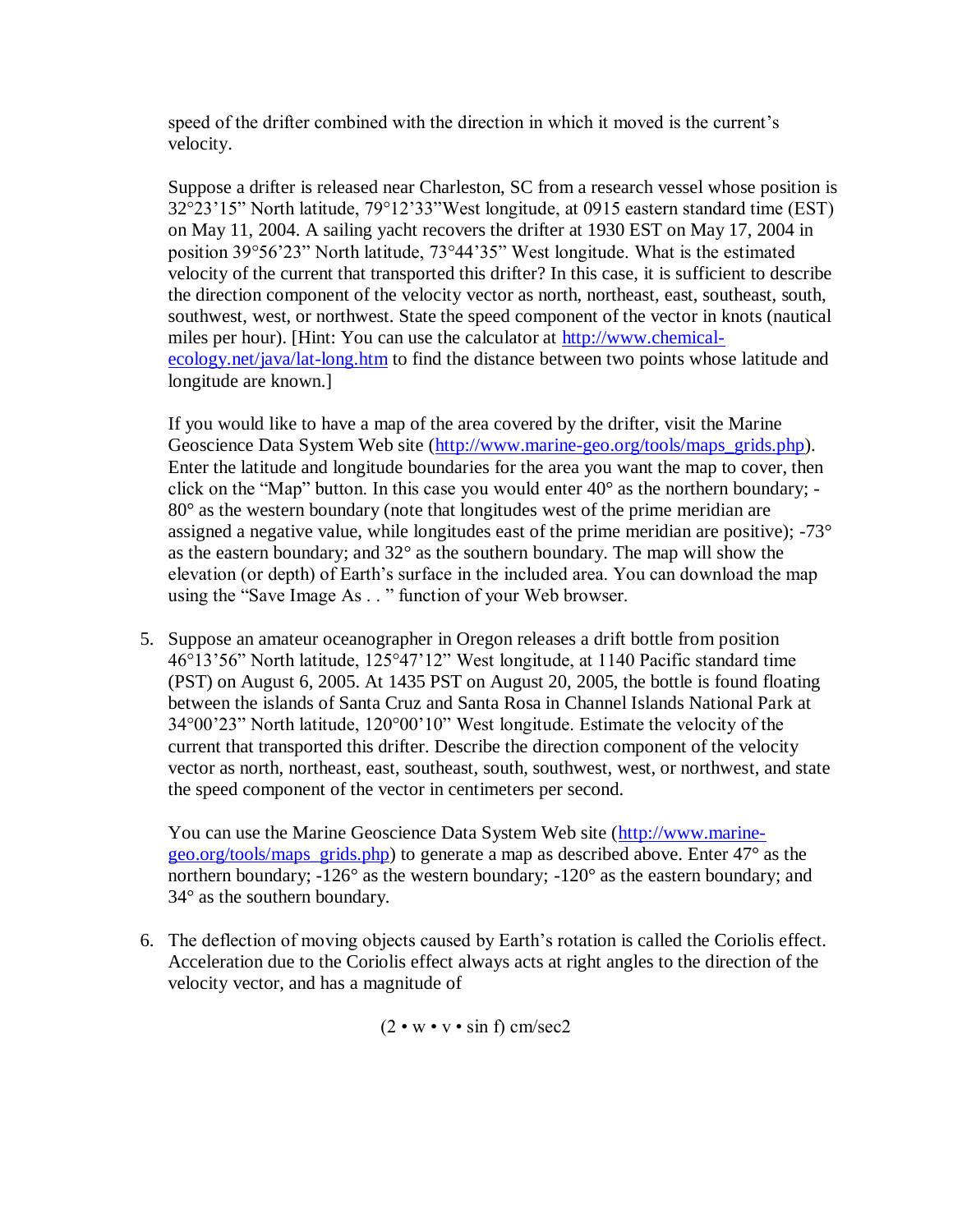speed of the drifter combined with the direction in which it moved is the current's velocity.

Suppose a drifter is released near Charleston, SC from a research vessel whose position is 32°23'15" North latitude, 79°12'33"West longitude, at 0915 eastern standard time (EST) on May 11, 2004. A sailing yacht recovers the drifter at 1930 EST on May 17, 2004 in position 39°56'23" North latitude, 73°44'35" West longitude. What is the estimated velocity of the current that transported this drifter? In this case, it is sufficient to describe the direction component of the velocity vector as north, northeast, east, southeast, south, southwest, west, or northwest. State the speed component of the vector in knots (nautical miles per hour). [Hint: You can use the calculator at http://www.chemical-ecology.net/java/lat-long.htm to find the distance between two points whose latitude and longitude are known.]

If you would like to have a map of the area covered by the drifter, visit the Marine Geoscience Data System Web site (http://www.marine-geo.org/tools/maps_grids.php). Enter the latitude and longitude boundaries for the area you want the map to cover, then click on the "Map" button. In this case you would enter 40° as the northern boundary; -80° as the western boundary (note that longitudes west of the prime meridian are assigned a negative value, while longitudes east of the prime meridian are positive); -73° as the eastern boundary; and 32° as the southern boundary. The map will show the elevation (or depth) of Earth's surface in the included area. You can download the map using the "Save Image As . . " function of your Web browser.

5. Suppose an amateur oceanographer in Oregon releases a drift bottle from position 46°13'56" North latitude, 125°47'12" West longitude, at 1140 Pacific standard time (PST) on August 6, 2005. At 1435 PST on August 20, 2005, the bottle is found floating between the islands of Santa Cruz and Santa Rosa in Channel Islands National Park at 34°00'23" North latitude, 120°00'10" West longitude. Estimate the velocity of the current that transported this drifter. Describe the direction component of the velocity vector as north, northeast, east, southeast, south, southwest, west, or northwest, and state the speed component of the vector in centimeters per second.

   You can use the Marine Geoscience Data System Web site (http://www.marine-geo.org/tools/maps_grids.php) to generate a map as described above. Enter 47° as the northern boundary; -126° as the western boundary; -120° as the eastern boundary; and 34° as the southern boundary.

6. The deflection of moving objects caused by Earth's rotation is called the Coriolis effect. Acceleration due to the Coriolis effect always acts at right angles to the direction of the velocity vector, and has a magnitude of

$$(2 \cdot w \cdot v \cdot \sin f) \text{ cm/sec2}$$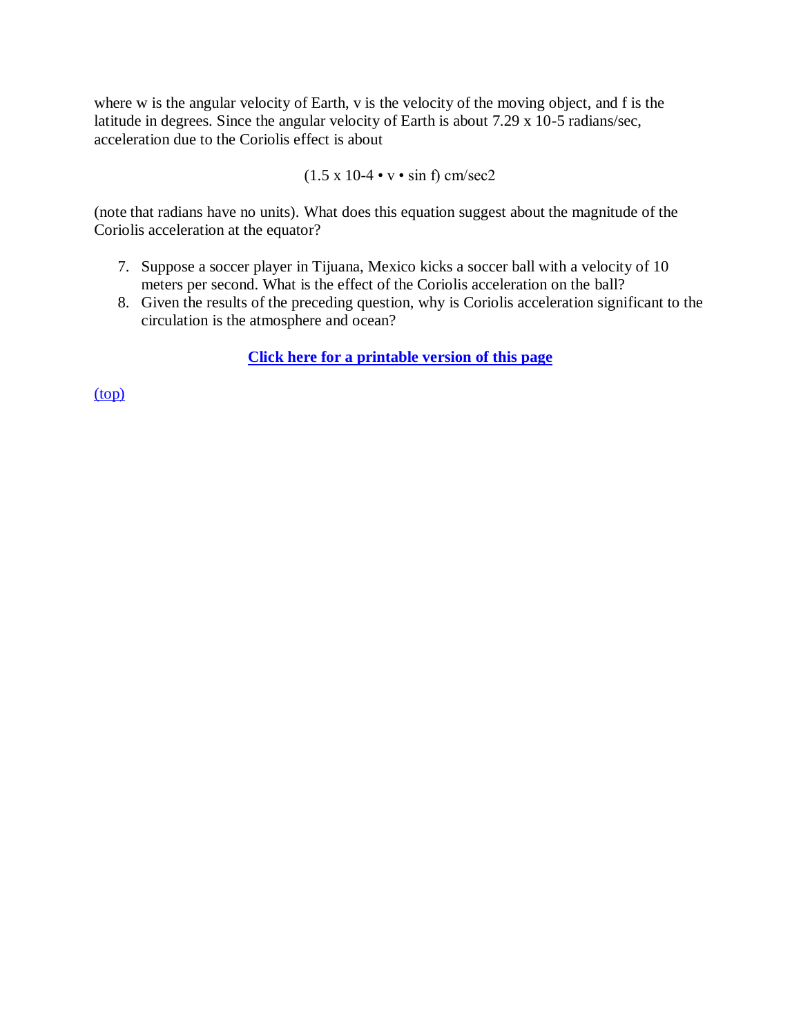where w is the angular velocity of Earth, v is the velocity of the moving object, and f is the latitude in degrees. Since the angular velocity of Earth is about $7.29 \times 10^{-5}$ radians/sec, acceleration due to the Coriolis effect is about

$$(1.5 \times 10^{-4} \cdot v \cdot \sin f) \text{ cm/sec}^2$$

(note that radians have no units). What does this equation suggest about the magnitude of the Coriolis acceleration at the equator?

7. Suppose a soccer player in Tijuana, Mexico kicks a soccer ball with a velocity of 10 meters per second. What is the effect of the Coriolis acceleration on the ball?
8. Given the results of the preceding question, why is Coriolis acceleration significant to the circulation is the atmosphere and ocean?

**Click here for a printable version of this page**

(top)